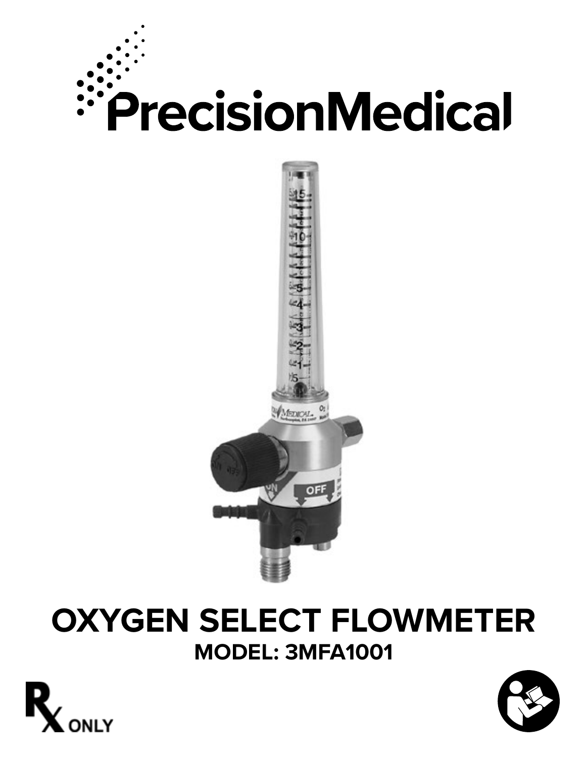# PrecisionMedical

# OXYGEN SELECT FLOWMETER

## MODEL: 3MFA1001

Rx ONLY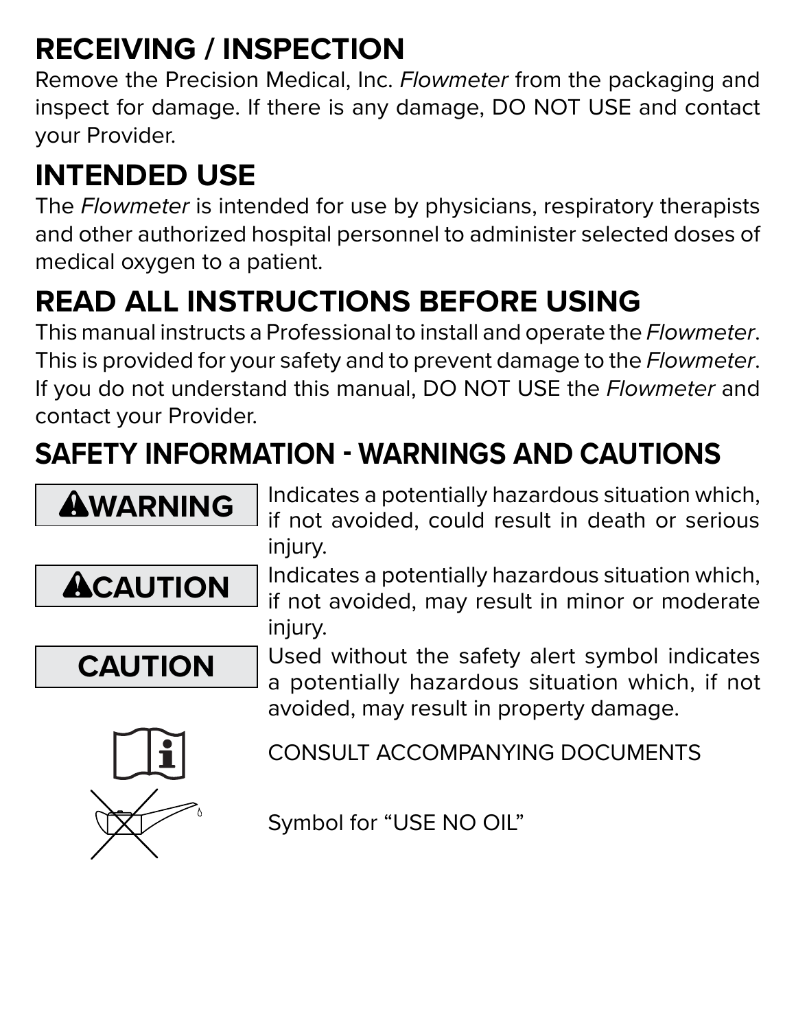## RECEIVING / INSPECTION

Remove the Precision Medical, Inc. *Flowmeter* from the packaging and inspect for damage. If there is any damage, DO NOT USE and contact your Provider.

## INTENDED USE

The *Flowmeter* is intended for use by physicians, respiratory therapists and other authorized hospital personnel to administer selected doses of medical oxygen to a patient.

## READ ALL INSTRUCTIONS BEFORE USING

This manual instructs a Professional to install and operate the *Flowmeter*. This is provided for your safety and to prevent damage to the *Flowmeter*. If you do not understand this manual, DO NOT USE the *Flowmeter* and contact your Provider.

## SAFETY INFORMATION - WARNINGS AND CAUTIONS

**⚠WARNING** Indicates a potentially hazardous situation which, if not avoided, could result in death or serious injury.

**⚠CAUTION** Indicates a potentially hazardous situation which, if not avoided, may result in minor or moderate injury.

**CAUTION** Used without the safety alert symbol indicates a potentially hazardous situation which, if not avoided, may result in property damage.

CONSULT ACCOMPANYING DOCUMENTS

Symbol for "USE NO OIL"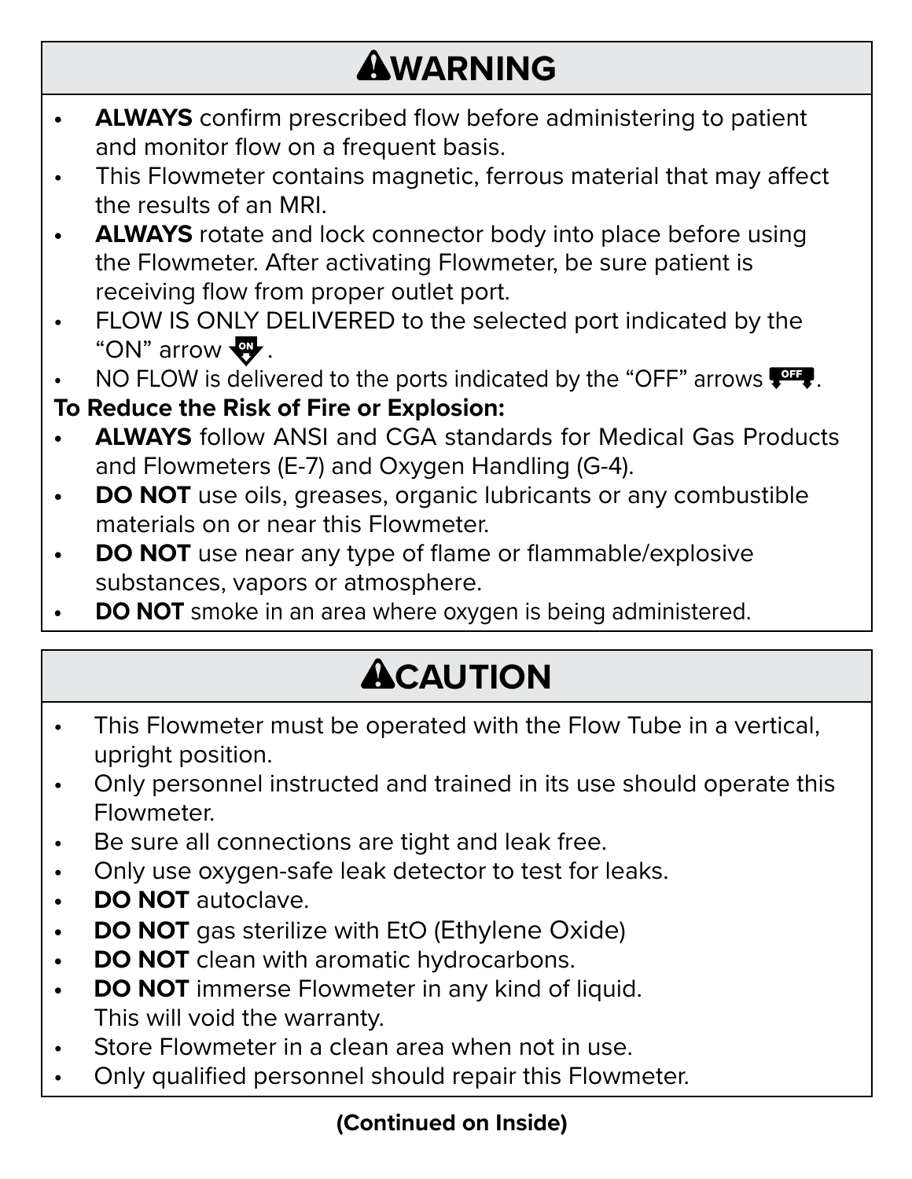## ⚠WARNING

- **ALWAYS** confirm prescribed flow before administering to patient and monitor flow on a frequent basis.
- This Flowmeter contains magnetic, ferrous material that may affect the results of an MRI.
- **ALWAYS** rotate and lock connector body into place before using the Flowmeter. After activating Flowmeter, be sure patient is receiving flow from proper outlet port.
- FLOW IS ONLY DELIVERED to the selected port indicated by the "ON" arrow.
- NO FLOW is delivered to the ports indicated by the "OFF" arrows.

**To Reduce the Risk of Fire or Explosion:**

- **ALWAYS** follow ANSI and CGA standards for Medical Gas Products and Flowmeters (E-7) and Oxygen Handling (G-4).
- **DO NOT** use oils, greases, organic lubricants or any combustible materials on or near this Flowmeter.
- **DO NOT** use near any type of flame or flammable/explosive substances, vapors or atmosphere.
- **DO NOT** smoke in an area where oxygen is being administered.

## ⚠CAUTION

- This Flowmeter must be operated with the Flow Tube in a vertical, upright position.
- Only personnel instructed and trained in its use should operate this Flowmeter.
- Be sure all connections are tight and leak free.
- Only use oxygen-safe leak detector to test for leaks.
- **DO NOT** autoclave.
- **DO NOT** gas sterilize with EtO (Ethylene Oxide)
- **DO NOT** clean with aromatic hydrocarbons.
- **DO NOT** immerse Flowmeter in any kind of liquid. This will void the warranty.
- Store Flowmeter in a clean area when not in use.
- Only qualified personnel should repair this Flowmeter.

**(Continued on Inside)**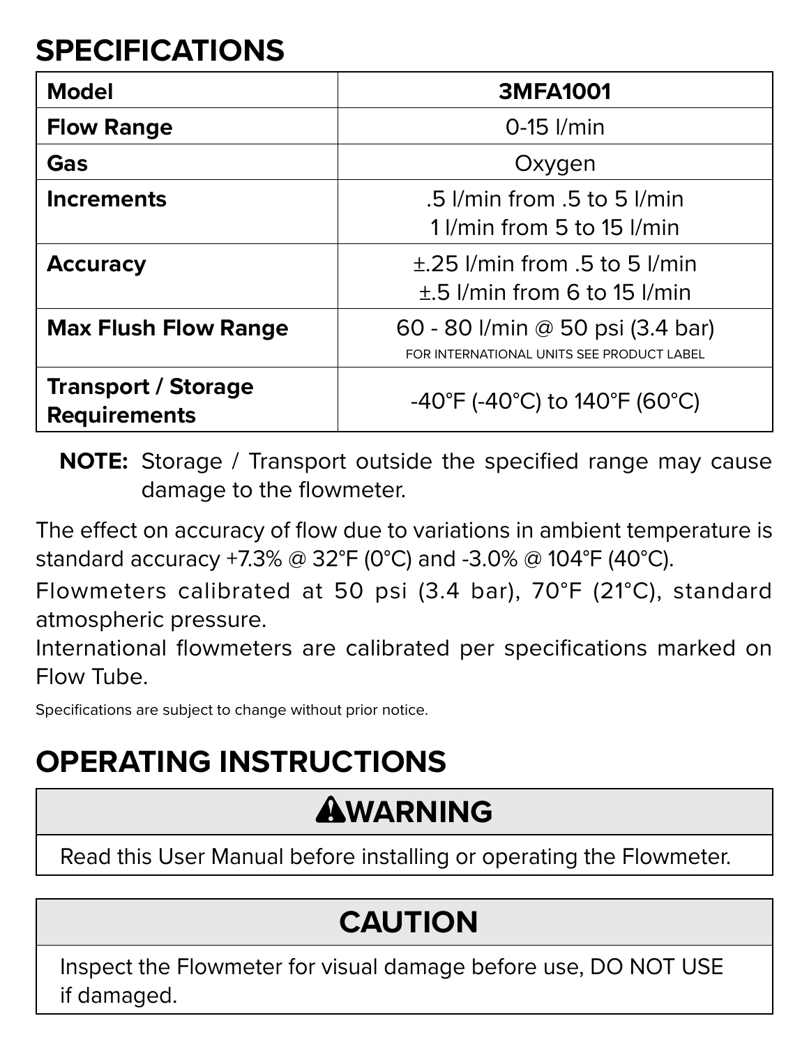## SPECIFICATIONS

| Model | 3MFA1001 |
|---|---|
| **Flow Range** | 0-15 l/min |
| **Gas** | Oxygen |
| **Increments** | .5 l/min from .5 to 5 l/min<br>1 l/min from 5 to 15 l/min |
| **Accuracy** | ±.25 l/min from .5 to 5 l/min<br>±.5 l/min from 6 to 15 l/min |
| **Max Flush Flow Range** | 60 - 80 l/min @ 50 psi (3.4 bar)<br>FOR INTERNATIONAL UNITS SEE PRODUCT LABEL |
| **Transport / Storage Requirements** | -40°F (-40°C) to 140°F (60°C) |

**NOTE:** Storage / Transport outside the specified range may cause damage to the flowmeter.

The effect on accuracy of flow due to variations in ambient temperature is standard accuracy +7.3% @ 32°F (0°C) and -3.0% @ 104°F (40°C).

Flowmeters calibrated at 50 psi (3.4 bar), 70°F (21°C), standard atmospheric pressure.

International flowmeters are calibrated per specifications marked on Flow Tube.

Specifications are subject to change without prior notice.

## OPERATING INSTRUCTIONS

**⚠WARNING**

Read this User Manual before installing or operating the Flowmeter.

**CAUTION**

Inspect the Flowmeter for visual damage before use, DO NOT USE if damaged.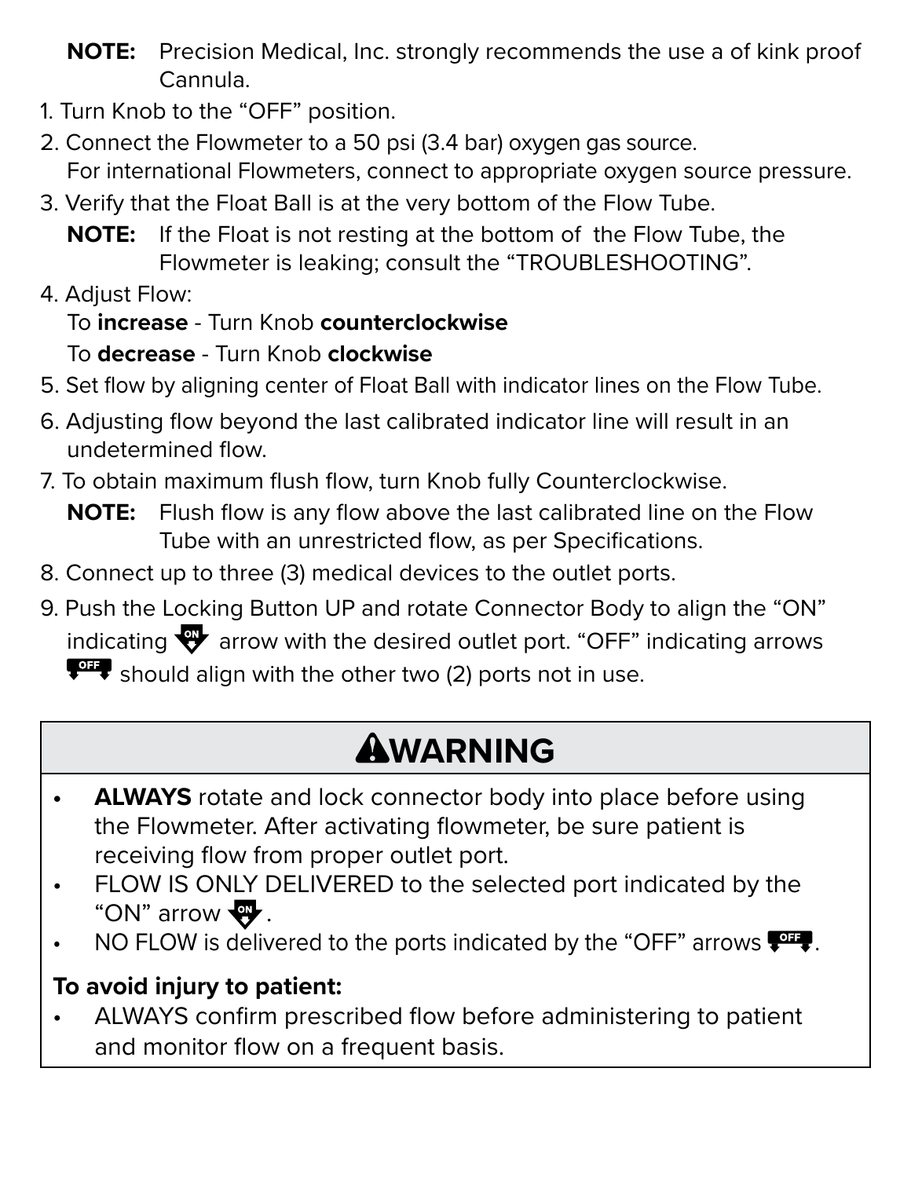**NOTE:** Precision Medical, Inc. strongly recommends the use a of kink proof Cannula.

1. Turn Knob to the “OFF” position.
2. Connect the Flowmeter to a 50 psi (3.4 bar) oxygen gas source. For international Flowmeters, connect to appropriate oxygen source pressure.
3. Verify that the Float Ball is at the very bottom of the Flow Tube.

   **NOTE:** If the Float is not resting at the bottom of the Flow Tube, the Flowmeter is leaking; consult the “TROUBLESHOOTING”.
4. Adjust Flow:

   To **increase** - Turn Knob **counterclockwise**

   To **decrease** - Turn Knob **clockwise**
5. Set flow by aligning center of Float Ball with indicator lines on the Flow Tube.
6. Adjusting flow beyond the last calibrated indicator line will result in an undetermined flow.
7. To obtain maximum flush flow, turn Knob fully Counterclockwise.

   **NOTE:** Flush flow is any flow above the last calibrated line on the Flow Tube with an unrestricted flow, as per Specifications.
8. Connect up to three (3) medical devices to the outlet ports.
9. Push the Locking Button UP and rotate Connector Body to align the “ON” indicating ON arrow with the desired outlet port. “OFF” indicating arrows OFF should align with the other two (2) ports not in use.

## ⚠WARNING

- **ALWAYS** rotate and lock connector body into place before using the Flowmeter. After activating flowmeter, be sure patient is receiving flow from proper outlet port.
- FLOW IS ONLY DELIVERED to the selected port indicated by the “ON” arrow ON.
- NO FLOW is delivered to the ports indicated by the “OFF” arrows OFF.

**To avoid injury to patient:**

- ALWAYS confirm prescribed flow before administering to patient and monitor flow on a frequent basis.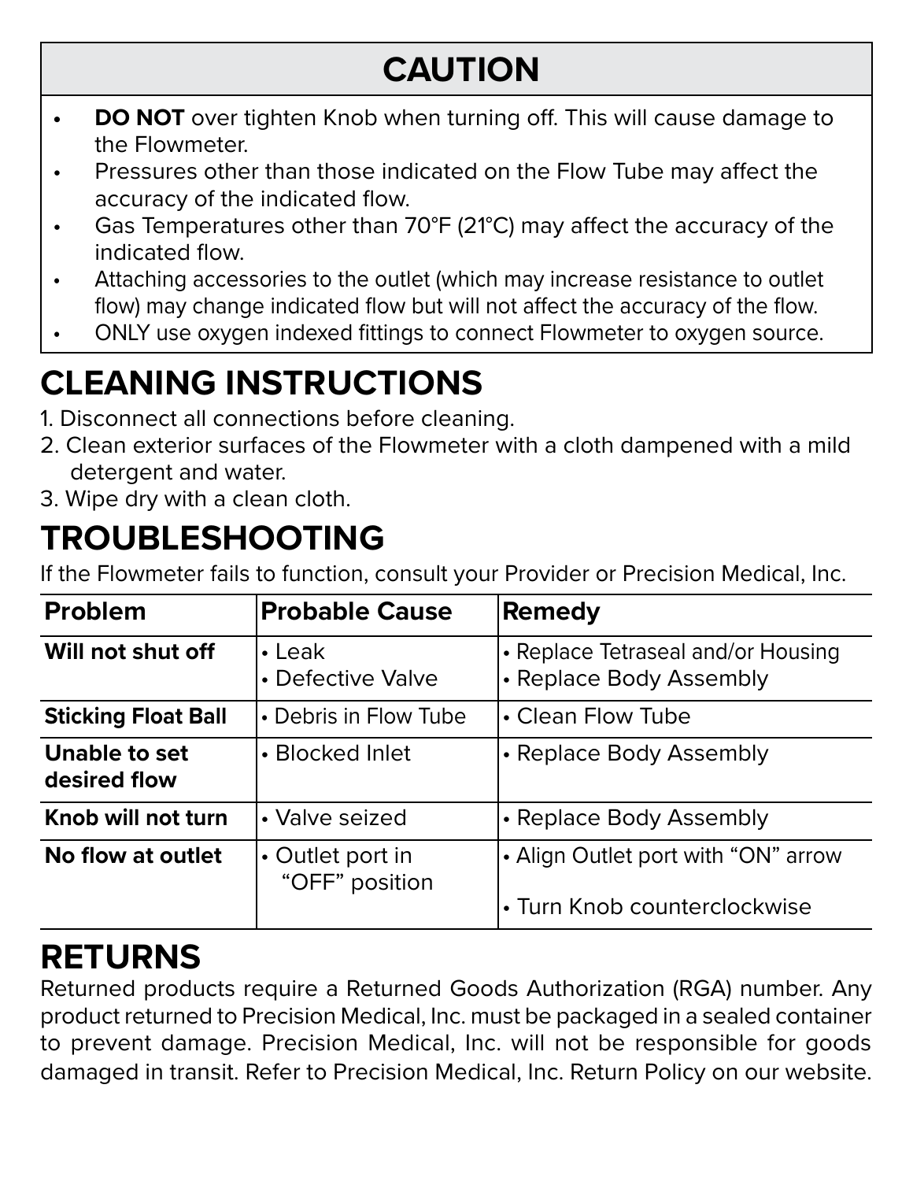## CAUTION

- **DO NOT** over tighten Knob when turning off. This will cause damage to the Flowmeter.
- Pressures other than those indicated on the Flow Tube may affect the accuracy of the indicated flow.
- Gas Temperatures other than 70°F (21°C) may affect the accuracy of the indicated flow.
- Attaching accessories to the outlet (which may increase resistance to outlet flow) may change indicated flow but will not affect the accuracy of the flow.
- ONLY use oxygen indexed fittings to connect Flowmeter to oxygen source.

# CLEANING INSTRUCTIONS

1. Disconnect all connections before cleaning.
2. Clean exterior surfaces of the Flowmeter with a cloth dampened with a mild detergent and water.
3. Wipe dry with a clean cloth.

# TROUBLESHOOTING

If the Flowmeter fails to function, consult your Provider or Precision Medical, Inc.

| Problem | Probable Cause | Remedy |
|---|---|---|
| **Will not shut off** | • Leak<br>• Defective Valve | • Replace Tetraseal and/or Housing<br>• Replace Body Assembly |
| **Sticking Float Ball** | • Debris in Flow Tube | • Clean Flow Tube |
| **Unable to set desired flow** | • Blocked Inlet | • Replace Body Assembly |
| **Knob will not turn** | • Valve seized | • Replace Body Assembly |
| **No flow at outlet** | • Outlet port in "OFF" position | • Align Outlet port with "ON" arrow<br>• Turn Knob counterclockwise |

# RETURNS

Returned products require a Returned Goods Authorization (RGA) number. Any product returned to Precision Medical, Inc. must be packaged in a sealed container to prevent damage. Precision Medical, Inc. will not be responsible for goods damaged in transit. Refer to Precision Medical, Inc. Return Policy on our website.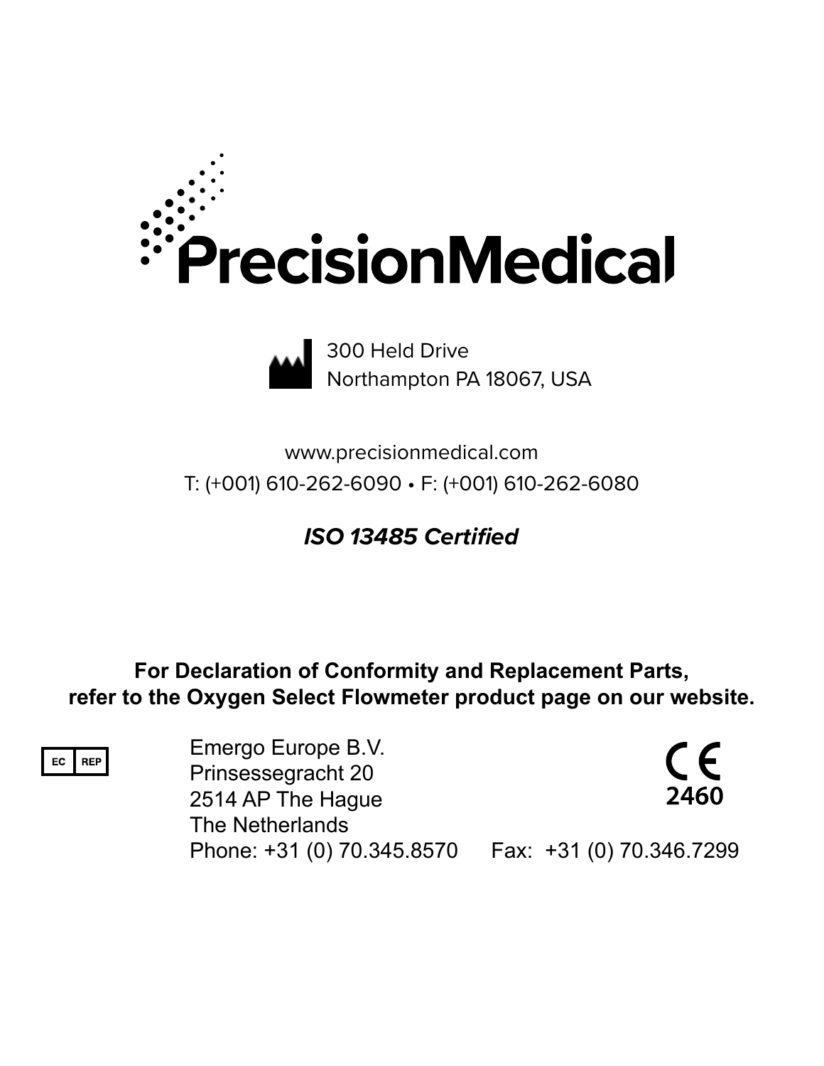# PrecisionMedical

300 Held Drive
Northampton PA 18067, USA

www.precisionmedical.com

T: (+001) 610-262-6090 • F: (+001) 610-262-6080

***ISO 13485 Certified***

**For Declaration of Conformity and Replacement Parts, refer to the Oxygen Select Flowmeter product page on our website.**

EC REP

Emergo Europe B.V.
Prinsessegracht 20
2514 AP The Hague
The Netherlands
Phone: +31 (0) 70.345.8570 Fax: +31 (0) 70.346.7299

CE 2460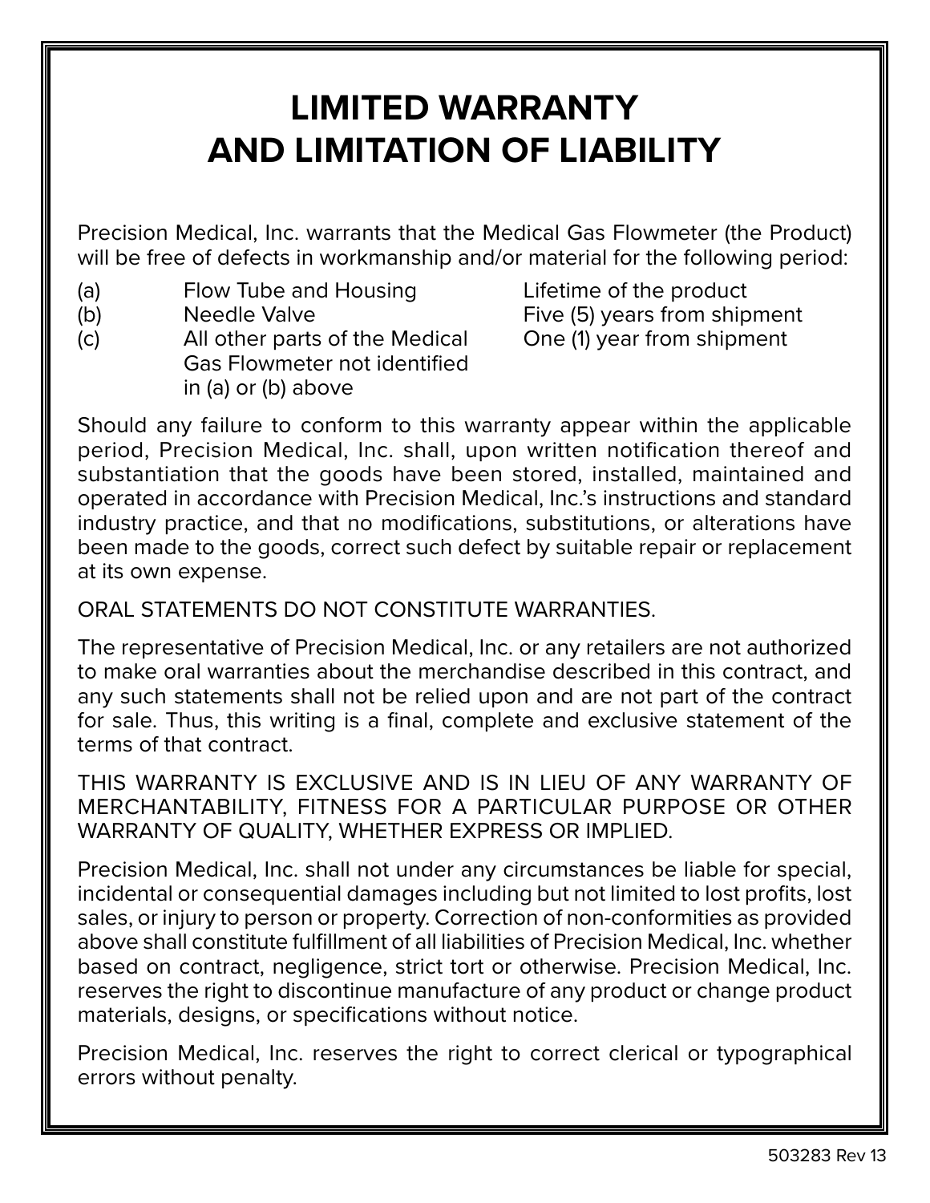# LIMITED WARRANTY AND LIMITATION OF LIABILITY

Precision Medical, Inc. warrants that the Medical Gas Flowmeter (the Product) will be free of defects in workmanship and/or material for the following period:

| | | |
|---|---|---|
| (a) | Flow Tube and Housing | Lifetime of the product |
| (b) | Needle Valve | Five (5) years from shipment |
| (c) | All other parts of the Medical Gas Flowmeter not identified in (a) or (b) above | One (1) year from shipment |

Should any failure to conform to this warranty appear within the applicable period, Precision Medical, Inc. shall, upon written notification thereof and substantiation that the goods have been stored, installed, maintained and operated in accordance with Precision Medical, Inc.'s instructions and standard industry practice, and that no modifications, substitutions, or alterations have been made to the goods, correct such defect by suitable repair or replacement at its own expense.

ORAL STATEMENTS DO NOT CONSTITUTE WARRANTIES.

The representative of Precision Medical, Inc. or any retailers are not authorized to make oral warranties about the merchandise described in this contract, and any such statements shall not be relied upon and are not part of the contract for sale. Thus, this writing is a final, complete and exclusive statement of the terms of that contract.

THIS WARRANTY IS EXCLUSIVE AND IS IN LIEU OF ANY WARRANTY OF MERCHANTABILITY, FITNESS FOR A PARTICULAR PURPOSE OR OTHER WARRANTY OF QUALITY, WHETHER EXPRESS OR IMPLIED.

Precision Medical, Inc. shall not under any circumstances be liable for special, incidental or consequential damages including but not limited to lost profits, lost sales, or injury to person or property. Correction of non-conformities as provided above shall constitute fulfillment of all liabilities of Precision Medical, Inc. whether based on contract, negligence, strict tort or otherwise. Precision Medical, Inc. reserves the right to discontinue manufacture of any product or change product materials, designs, or specifications without notice.

Precision Medical, Inc. reserves the right to correct clerical or typographical errors without penalty.

503283 Rev 13